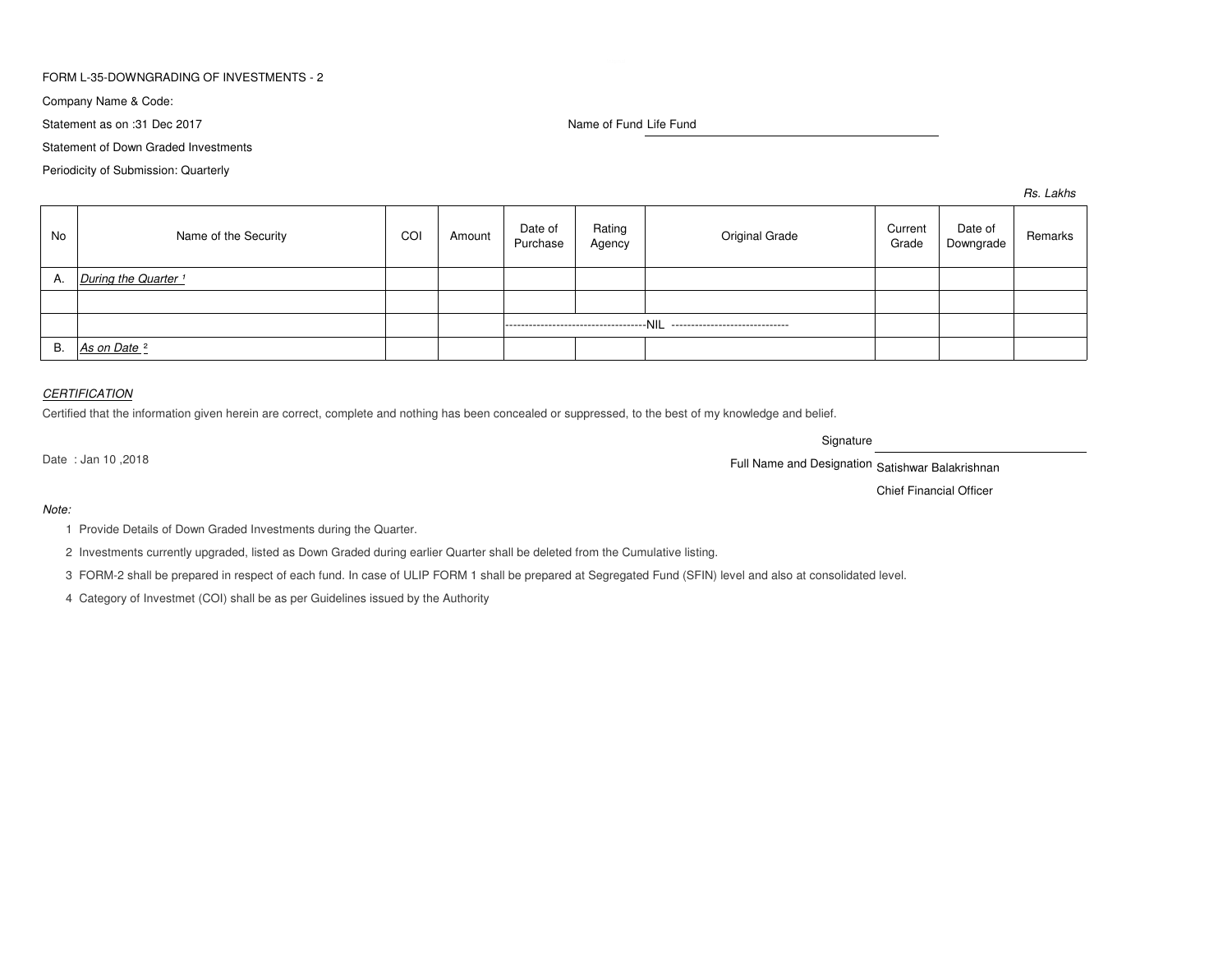FORM L-35-DOWNGRADING OF INVESTMENTS - 2

Company Name & Code:

Statement as on :31 Dec 2017

Name of Fund Life Fund

Statement of Down Graded Investments

Periodicity of Submission: Quarterly

*Rs. Lakhs*

| No | Name of the Security | COI | Amount | Date of Purchase | Rating Agency | Original Grade | Current Grade | Date of Downgrade | Remarks |
|---|---|---|---|---|---|---|---|---|---|
| A. | *During the Quarter* [1] | | | | | | | | |
| | | | | | | | | | |
| | | | | ------------------------------------NIL | | ----------------------------- | | | |
| B. | *As on Date* [2] | | | | | | | | |

*CERTIFICATION*

Certified that the information given herein are correct, complete and nothing has been concealed or suppressed, to the best of my knowledge and belief.

Signature

Date : Jan 10 ,2018

Full Name and Designation Satishwar Balakrishnan

Chief Financial Officer

*Note:*

1 Provide Details of Down Graded Investments during the Quarter.

2 Investments currently upgraded, listed as Down Graded during earlier Quarter shall be deleted from the Cumulative listing.

3 FORM-2 shall be prepared in respect of each fund. In case of ULIP FORM 1 shall be prepared at Segregated Fund (SFIN) level and also at consolidated level.

4 Category of Investmet (COI) shall be as per Guidelines issued by the Authority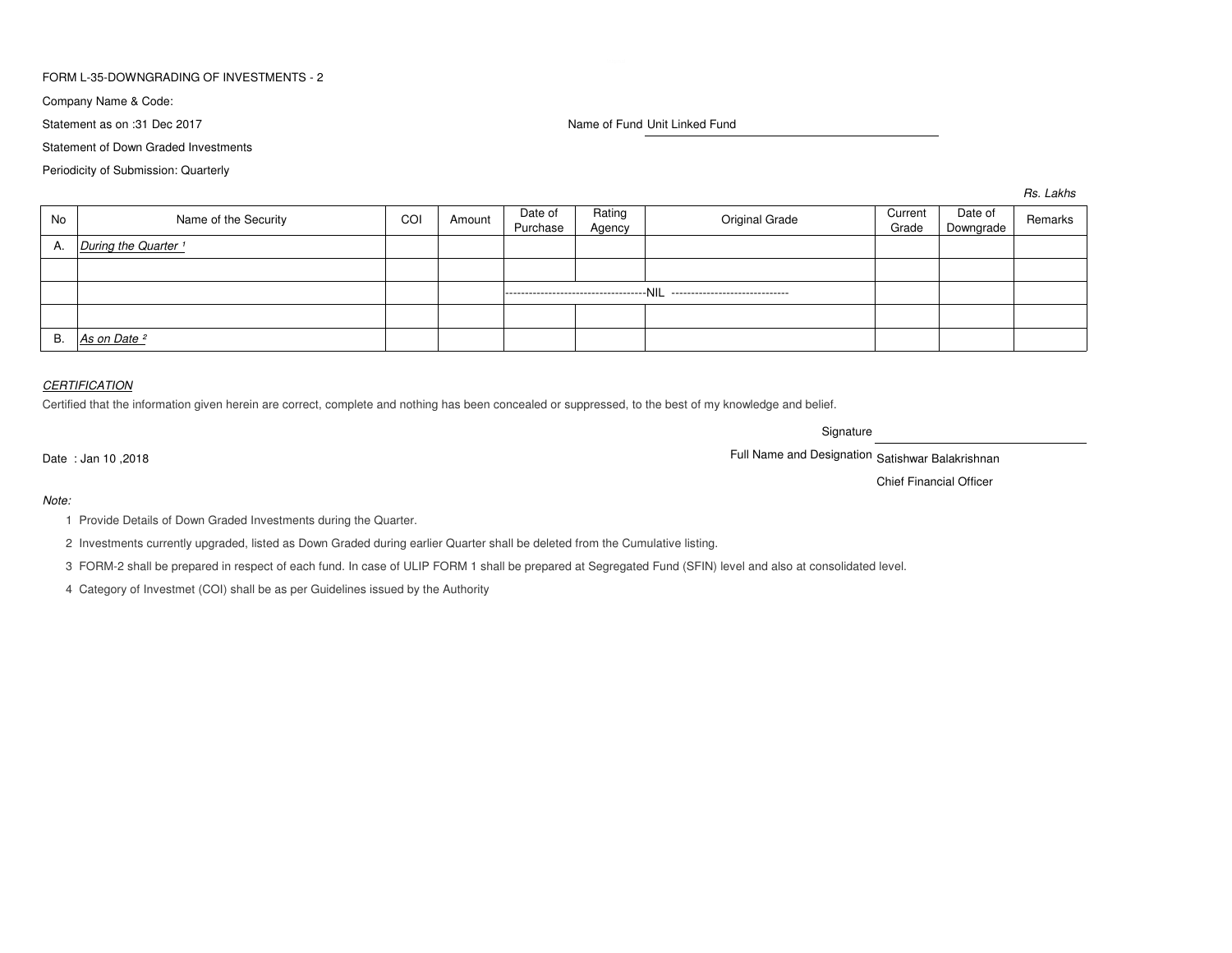FORM L-35-DOWNGRADING OF INVESTMENTS - 2

Company Name & Code:

Statement as on :31 Dec 2017

Name of Fund Unit Linked Fund

Statement of Down Graded Investments

Periodicity of Submission: Quarterly

*Rs. Lakhs*

| No | Name of the Security | COI | Amount | Date of Purchase | Rating Agency | Original Grade | Current Grade | Date of Downgrade | Remarks |
|---|---|---|---|---|---|---|---|---|---|
| A. | *During the Quarter* [1] | | | | | | | | |
| | | | | | | | | | |
| | | | | ------------------------------------NIL ------------------------------ | | | | | |
| | | | | | | | | | |
| B. | *As on Date* [2] | | | | | | | | |

*CERTIFICATION*

Certified that the information given herein are correct, complete and nothing has been concealed or suppressed, to the best of my knowledge and belief.

Signature

Date : Jan 10 ,2018

Full Name and Designation Satishwar Balakrishnan

Chief Financial Officer

*Note:*

1 Provide Details of Down Graded Investments during the Quarter.

2 Investments currently upgraded, listed as Down Graded during earlier Quarter shall be deleted from the Cumulative listing.

3 FORM-2 shall be prepared in respect of each fund. In case of ULIP FORM 1 shall be prepared at Segregated Fund (SFIN) level and also at consolidated level.

4 Category of Investmet (COI) shall be as per Guidelines issued by the Authority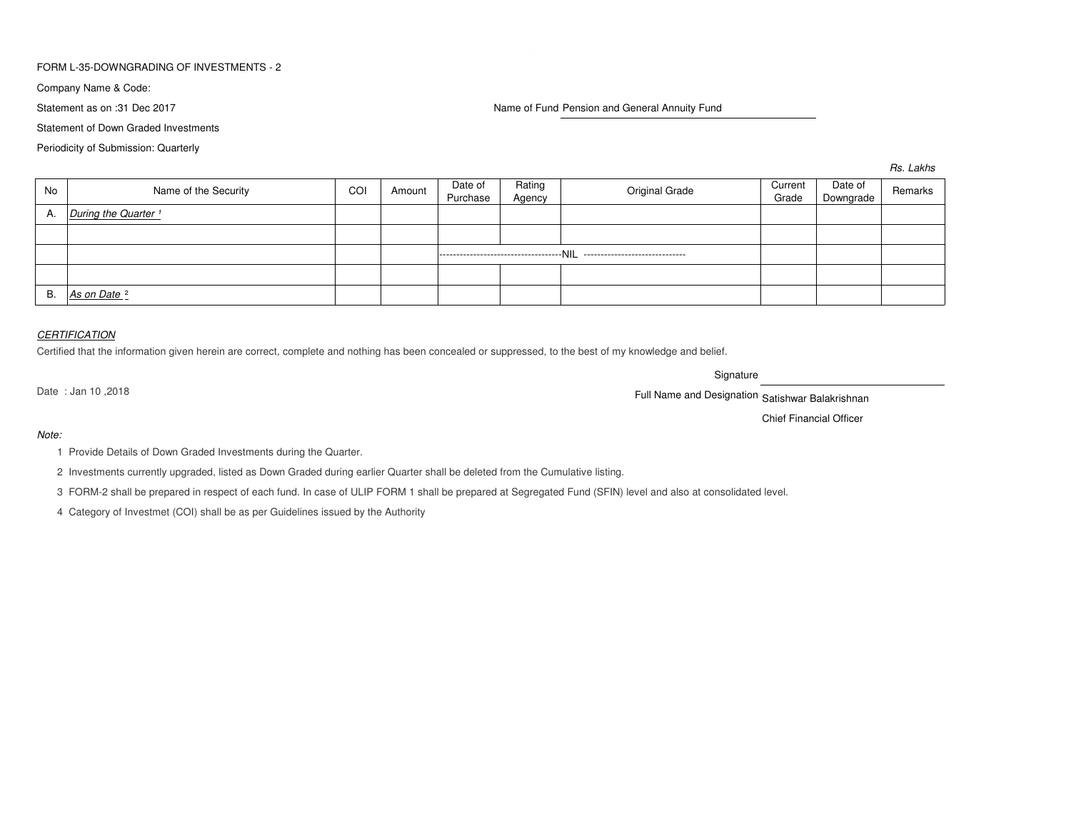FORM L-35-DOWNGRADING OF INVESTMENTS - 2

Company Name & Code:

Statement as on :31 Dec 2017

Name of Fund Pension and General Annuity Fund

Statement of Down Graded Investments

Periodicity of Submission: Quarterly

*Rs. Lakhs*

| No | Name of the Security | COI | Amount | Date of Purchase | Rating Agency | Original Grade | Current Grade | Date of Downgrade | Remarks |
|---|---|---|---|---|---|---|---|---|---|
| A. | *During the Quarter [1]* | | | | | | | | |
| | | | | | | | | | |
| | | | | ------------------------------------NIL | ------------------------------ | | | | |
| | | | | | | | | | |
| B. | *As on Date [2]* | | | | | | | | |

***CERTIFICATION***

Certified that the information given herein are correct, complete and nothing has been concealed or suppressed, to the best of my knowledge and belief.

Signature

Date : Jan 10 ,2018

Full Name and Designation Satishwar Balakrishnan

Chief Financial Officer

*Note:*

1. Provide Details of Down Graded Investments during the Quarter.
2. Investments currently upgraded, listed as Down Graded during earlier Quarter shall be deleted from the Cumulative listing.
3. FORM-2 shall be prepared in respect of each fund. In case of ULIP FORM 1 shall be prepared at Segregated Fund (SFIN) level and also at consolidated level.
4. Category of Investmet (COI) shall be as per Guidelines issued by the Authority